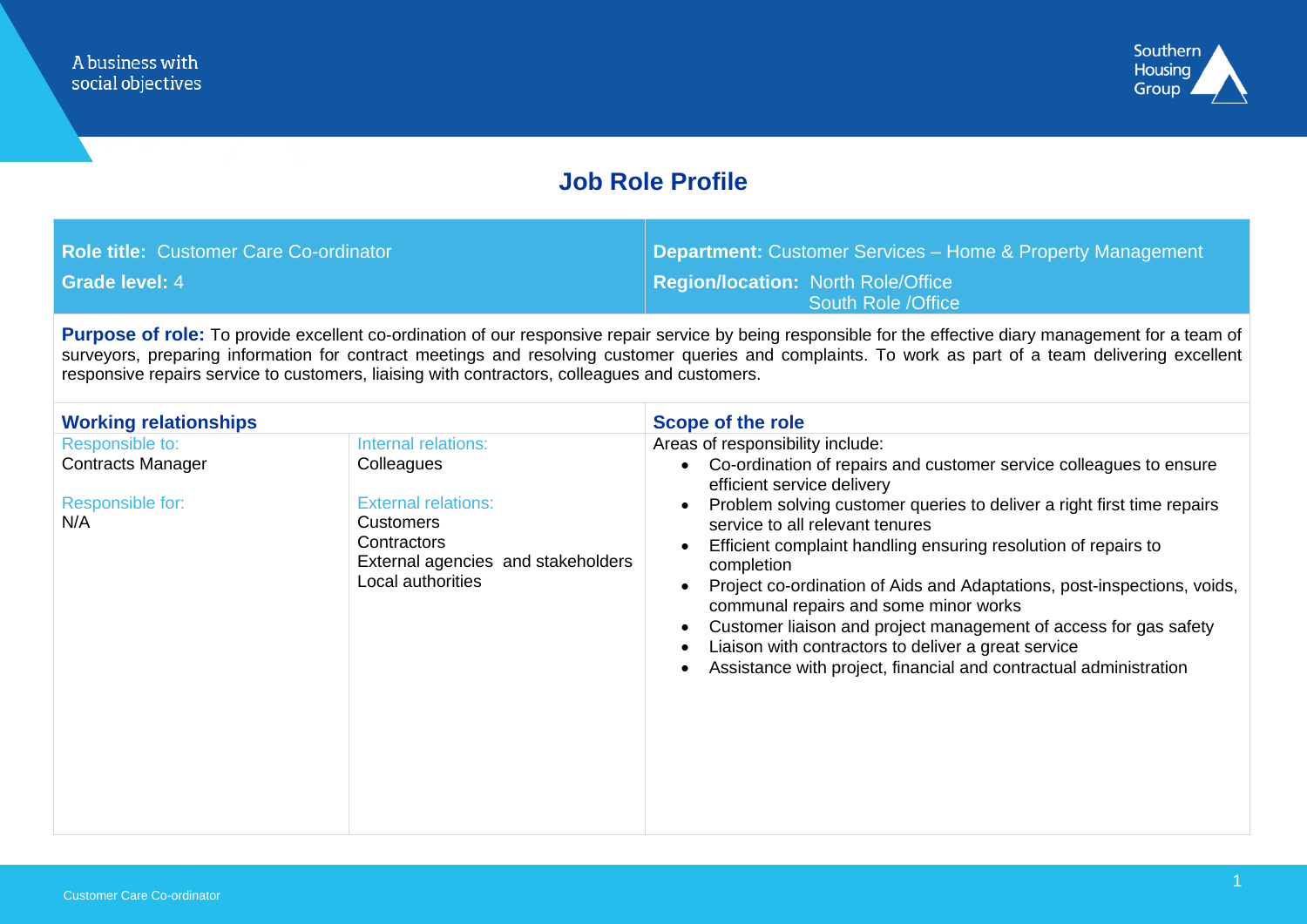A business with social objectives

Southern Housing Group

# Job Role Profile

| **Role title:** Customer Care Co-ordinator | **Department:** Customer Services – Home & Property Management |
|---|---|
| **Grade level:** 4 | **Region/location:** North Role/Office<br>South Role /Office |

**Purpose of role:** To provide excellent co-ordination of our responsive repair service by being responsible for the effective diary management for a team of surveyors, preparing information for contract meetings and resolving customer queries and complaints. To work as part of a team delivering excellent responsive repairs service to customers, liaising with contractors, colleagues and customers.

## Working relationships

| Responsible to: | Internal relations: |
|---|---|
| Contracts Manager | Colleagues |
| **Responsible for:** | **External relations:** |
| N/A | Customers<br>Contractors<br>External agencies and stakeholders<br>Local authorities |

## Scope of the role

Areas of responsibility include:

- Co-ordination of repairs and customer service colleagues to ensure efficient service delivery
- Problem solving customer queries to deliver a right first time repairs service to all relevant tenures
- Efficient complaint handling ensuring resolution of repairs to completion
- Project co-ordination of Aids and Adaptations, post-inspections, voids, communal repairs and some minor works
- Customer liaison and project management of access for gas safety
- Liaison with contractors to deliver a great service
- Assistance with project, financial and contractual administration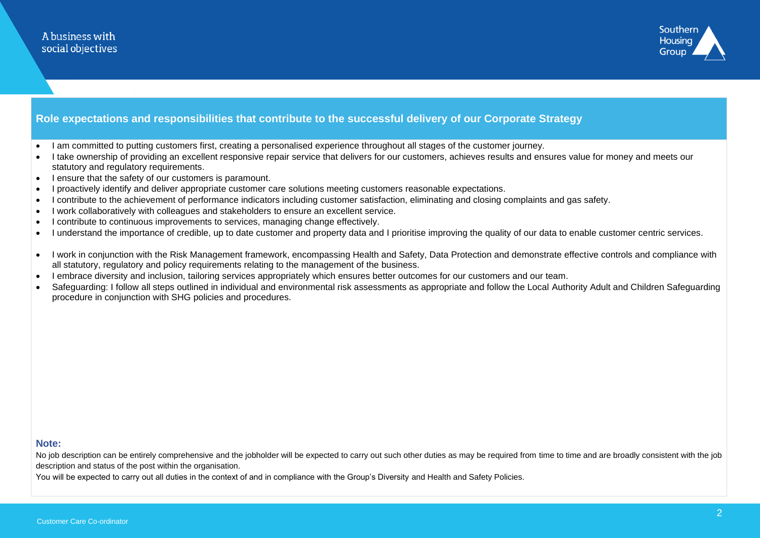## Role expectations and responsibilities that contribute to the successful delivery of our Corporate Strategy

- I am committed to putting customers first, creating a personalised experience throughout all stages of the customer journey.
- I take ownership of providing an excellent responsive repair service that delivers for our customers, achieves results and ensures value for money and meets our statutory and regulatory requirements.
- I ensure that the safety of our customers is paramount.
- I proactively identify and deliver appropriate customer care solutions meeting customers reasonable expectations.
- I contribute to the achievement of performance indicators including customer satisfaction, eliminating and closing complaints and gas safety.
- I work collaboratively with colleagues and stakeholders to ensure an excellent service.
- I contribute to continuous improvements to services, managing change effectively.
- I understand the importance of credible, up to date customer and property data and I prioritise improving the quality of our data to enable customer centric services.
- I work in conjunction with the Risk Management framework, encompassing Health and Safety, Data Protection and demonstrate effective controls and compliance with all statutory, regulatory and policy requirements relating to the management of the business.
- I embrace diversity and inclusion, tailoring services appropriately which ensures better outcomes for our customers and our team.
- Safeguarding: I follow all steps outlined in individual and environmental risk assessments as appropriate and follow the Local Authority Adult and Children Safeguarding procedure in conjunction with SHG policies and procedures.

**Note:**

No job description can be entirely comprehensive and the jobholder will be expected to carry out such other duties as may be required from time to time and are broadly consistent with the job description and status of the post within the organisation.

You will be expected to carry out all duties in the context of and in compliance with the Group's Diversity and Health and Safety Policies.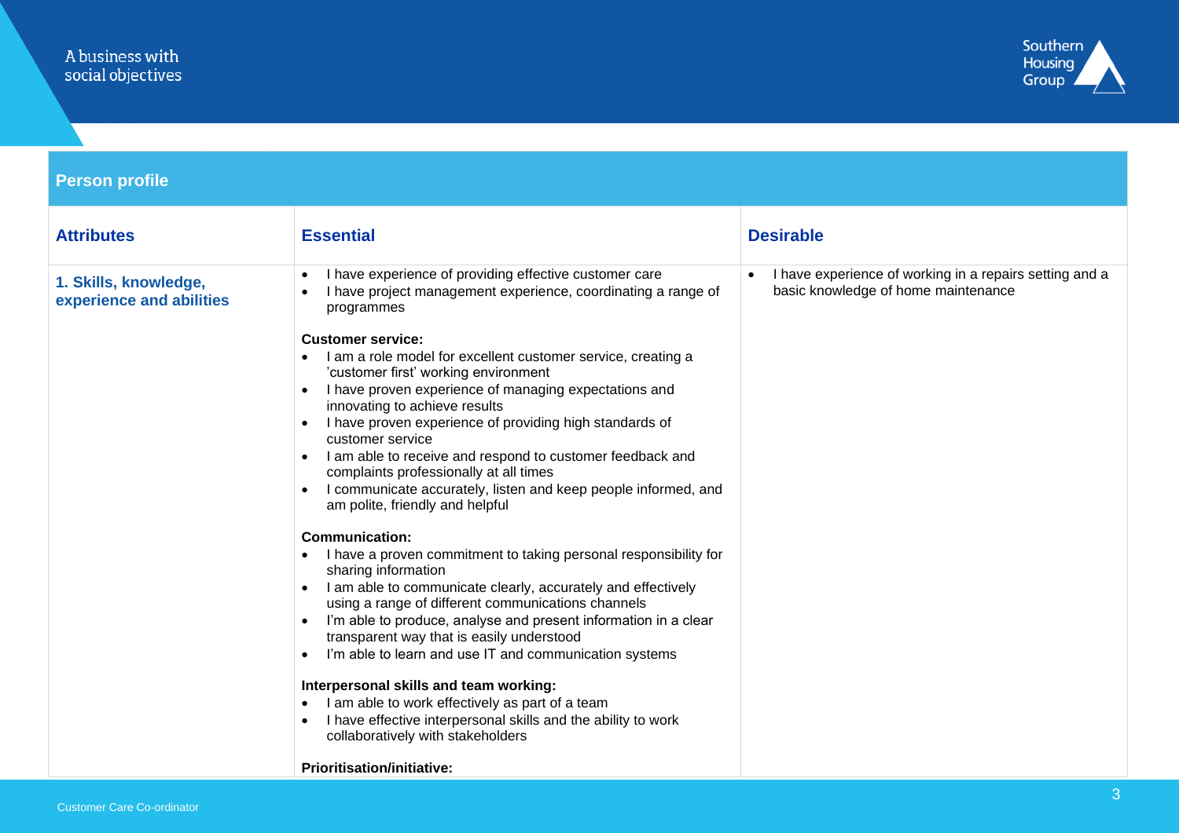## Person profile

| Attributes | Essential | Desirable |
|---|---|---|
| **1. Skills, knowledge, experience and abilities** | • I have experience of providing effective customer care<br>• I have project management experience, coordinating a range of programmes<br><br>**Customer service:**<br>• I am a role model for excellent customer service, creating a 'customer first' working environment<br>• I have proven experience of managing expectations and innovating to achieve results<br>• I have proven experience of providing high standards of customer service<br>• I am able to receive and respond to customer feedback and complaints professionally at all times<br>• I communicate accurately, listen and keep people informed, and am polite, friendly and helpful<br><br>**Communication:**<br>• I have a proven commitment to taking personal responsibility for sharing information<br>• I am able to communicate clearly, accurately and effectively using a range of different communications channels<br>• I'm able to produce, analyse and present information in a clear transparent way that is easily understood<br>• I'm able to learn and use IT and communication systems<br><br>**Interpersonal skills and team working:**<br>• I am able to work effectively as part of a team<br>• I have effective interpersonal skills and the ability to work collaboratively with stakeholders<br><br>**Prioritisation/initiative:** | • I have experience of working in a repairs setting and a basic knowledge of home maintenance |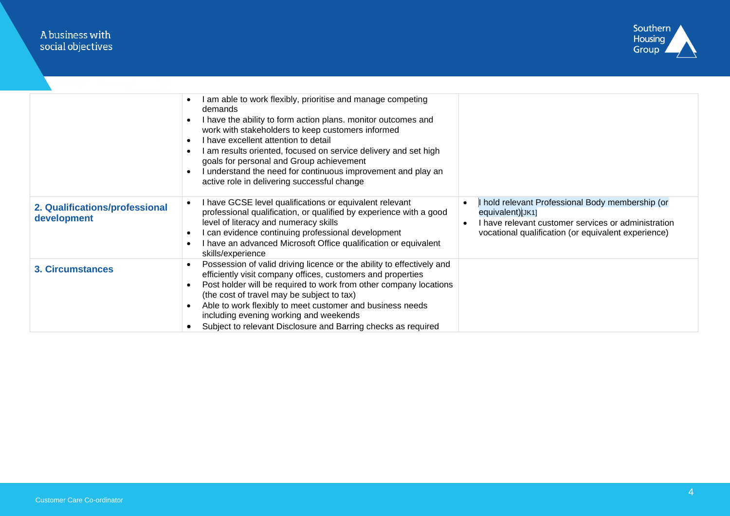| | | |
|---|---|---|
| | • I am able to work flexibly, prioritise and manage competing demands<br>• I have the ability to form action plans. monitor outcomes and work with stakeholders to keep customers informed<br>• I have excellent attention to detail<br>• I am results oriented, focused on service delivery and set high goals for personal and Group achievement<br>• I understand the need for continuous improvement and play an active role in delivering successful change | |
| **2. Qualifications/professional development** | • I have GCSE level qualifications or equivalent relevant professional qualification, or qualified by experience with a good level of literacy and numeracy skills<br>• I can evidence continuing professional development<br>• I have an advanced Microsoft Office qualification or equivalent skills/experience | • I hold relevant Professional Body membership (or equivalent)[JK1]<br>• I have relevant customer services or administration vocational qualification (or equivalent experience) |
| **3. Circumstances** | • Possession of valid driving licence or the ability to effectively and efficiently visit company offices, customers and properties<br>• Post holder will be required to work from other company locations (the cost of travel may be subject to tax)<br>• Able to work flexibly to meet customer and business needs including evening working and weekends<br>• Subject to relevant Disclosure and Barring checks as required | |